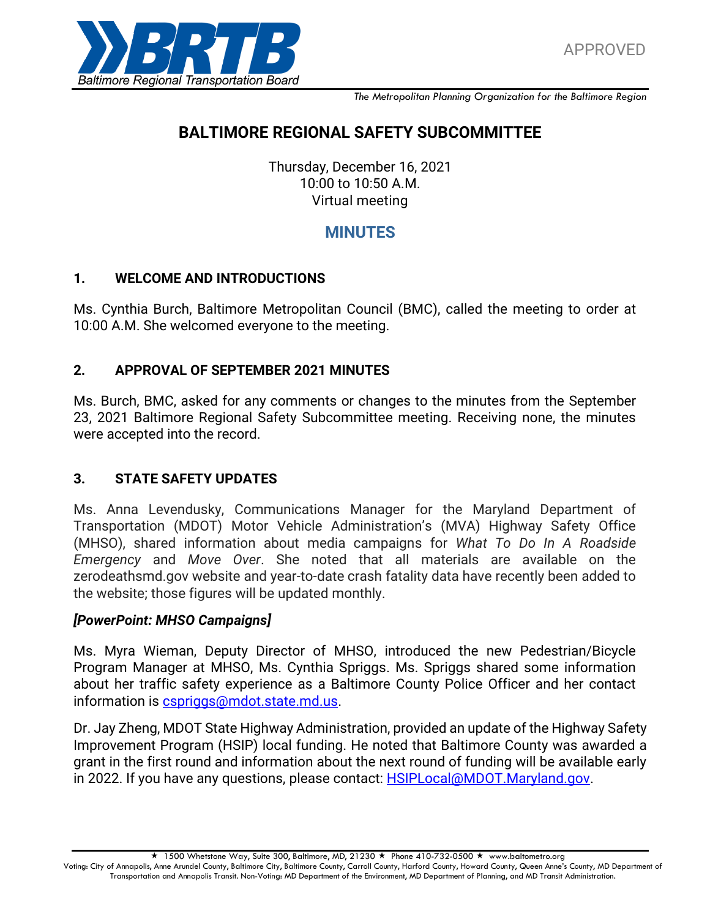APPROVED

*The Metropolitan Planning Organization for the Baltimore Region*

# BALTIMORE REGIONAL SAFETY SUBCOMMITTEE

Thursday, December 16, 2021
10:00 to 10:50 A.M.
Virtual meeting

## MINUTES

### 1. WELCOME AND INTRODUCTIONS

Ms. Cynthia Burch, Baltimore Metropolitan Council (BMC), called the meeting to order at 10:00 A.M. She welcomed everyone to the meeting.

### 2. APPROVAL OF SEPTEMBER 2021 MINUTES

Ms. Burch, BMC, asked for any comments or changes to the minutes from the September 23, 2021 Baltimore Regional Safety Subcommittee meeting. Receiving none, the minutes were accepted into the record.

### 3. STATE SAFETY UPDATES

Ms. Anna Levendusky, Communications Manager for the Maryland Department of Transportation (MDOT) Motor Vehicle Administration's (MVA) Highway Safety Office (MHSO), shared information about media campaigns for *What To Do In A Roadside Emergency* and *Move Over*. She noted that all materials are available on the zerodeathsmd.gov website and year-to-date crash fatality data have recently been added to the website; those figures will be updated monthly.

***[PowerPoint: MHSO Campaigns]***

Ms. Myra Wieman, Deputy Director of MHSO, introduced the new Pedestrian/Bicycle Program Manager at MHSO, Ms. Cynthia Spriggs. Ms. Spriggs shared some information about her traffic safety experience as a Baltimore County Police Officer and her contact information is cspriggs@mdot.state.md.us.

Dr. Jay Zheng, MDOT State Highway Administration, provided an update of the Highway Safety Improvement Program (HSIP) local funding. He noted that Baltimore County was awarded a grant in the first round and information about the next round of funding will be available early in 2022. If you have any questions, please contact: HSIPLocal@MDOT.Maryland.gov.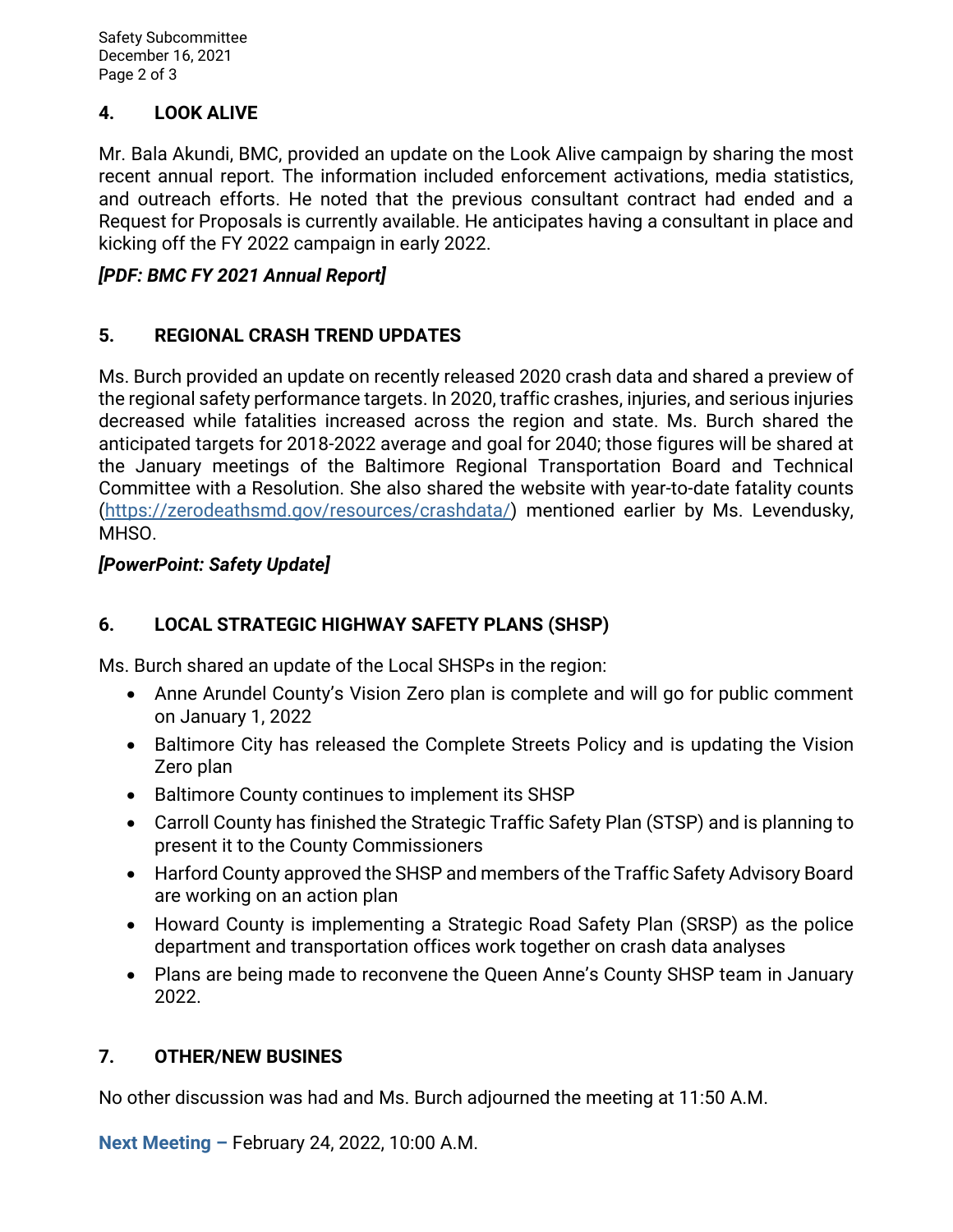## 4. LOOK ALIVE

Mr. Bala Akundi, BMC, provided an update on the Look Alive campaign by sharing the most recent annual report. The information included enforcement activations, media statistics, and outreach efforts. He noted that the previous consultant contract had ended and a Request for Proposals is currently available. He anticipates having a consultant in place and kicking off the FY 2022 campaign in early 2022.

***[PDF: BMC FY 2021 Annual Report]***

## 5. REGIONAL CRASH TREND UPDATES

Ms. Burch provided an update on recently released 2020 crash data and shared a preview of the regional safety performance targets. In 2020, traffic crashes, injuries, and serious injuries decreased while fatalities increased across the region and state. Ms. Burch shared the anticipated targets for 2018-2022 average and goal for 2040; those figures will be shared at the January meetings of the Baltimore Regional Transportation Board and Technical Committee with a Resolution. She also shared the website with year-to-date fatality counts ([https://zerodeathsmd.gov/resources/crashdata/](https://zerodeathsmd.gov/resources/crashdata/)) mentioned earlier by Ms. Levendusky, MHSO.

***[PowerPoint: Safety Update]***

## 6. LOCAL STRATEGIC HIGHWAY SAFETY PLANS (SHSP)

Ms. Burch shared an update of the Local SHSPs in the region:

- Anne Arundel County's Vision Zero plan is complete and will go for public comment on January 1, 2022
- Baltimore City has released the Complete Streets Policy and is updating the Vision Zero plan
- Baltimore County continues to implement its SHSP
- Carroll County has finished the Strategic Traffic Safety Plan (STSP) and is planning to present it to the County Commissioners
- Harford County approved the SHSP and members of the Traffic Safety Advisory Board are working on an action plan
- Howard County is implementing a Strategic Road Safety Plan (SRSP) as the police department and transportation offices work together on crash data analyses
- Plans are being made to reconvene the Queen Anne's County SHSP team in January 2022.

## 7. OTHER/NEW BUSINES

No other discussion was had and Ms. Burch adjourned the meeting at 11:50 A.M.

**Next Meeting –** February 24, 2022, 10:00 A.M.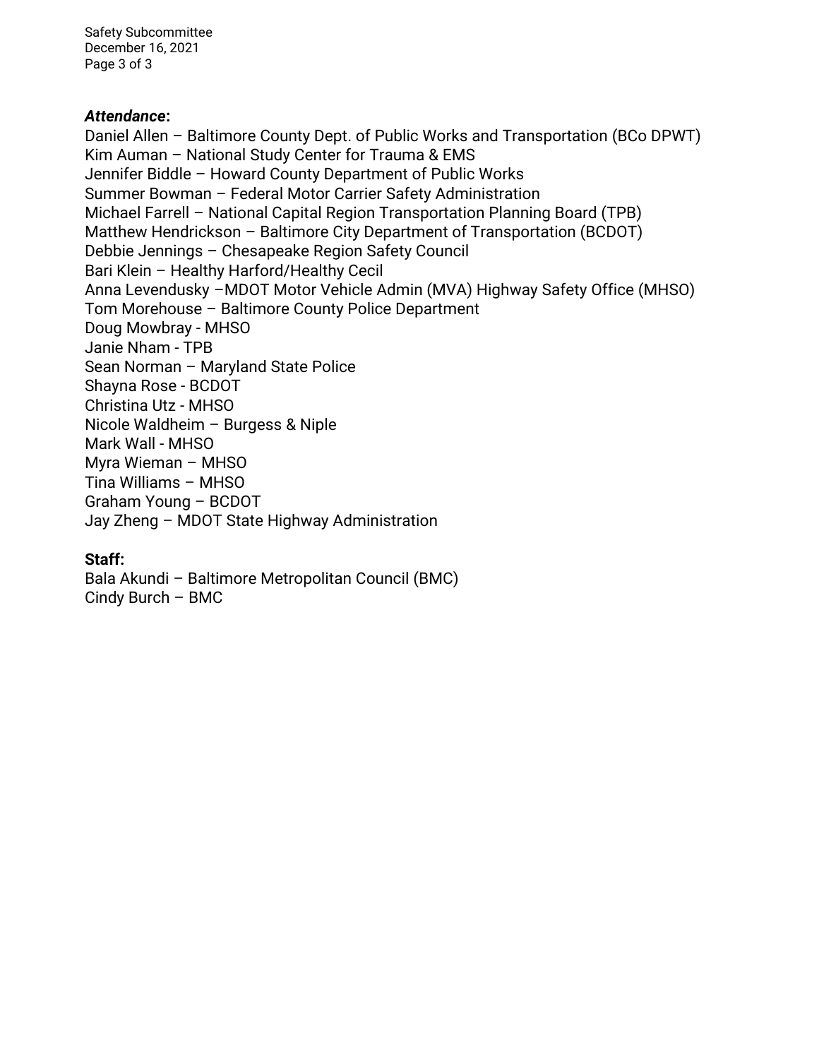***Attendance*:**

Daniel Allen – Baltimore County Dept. of Public Works and Transportation (BCo DPWT)
Kim Auman – National Study Center for Trauma & EMS
Jennifer Biddle – Howard County Department of Public Works
Summer Bowman – Federal Motor Carrier Safety Administration
Michael Farrell – National Capital Region Transportation Planning Board (TPB)
Matthew Hendrickson – Baltimore City Department of Transportation (BCDOT)
Debbie Jennings – Chesapeake Region Safety Council
Bari Klein – Healthy Harford/Healthy Cecil
Anna Levendusky –MDOT Motor Vehicle Admin (MVA) Highway Safety Office (MHSO)
Tom Morehouse – Baltimore County Police Department
Doug Mowbray - MHSO
Janie Nham - TPB
Sean Norman – Maryland State Police
Shayna Rose - BCDOT
Christina Utz - MHSO
Nicole Waldheim – Burgess & Niple
Mark Wall - MHSO
Myra Wieman – MHSO
Tina Williams – MHSO
Graham Young – BCDOT
Jay Zheng – MDOT State Highway Administration

**Staff:**

Bala Akundi – Baltimore Metropolitan Council (BMC)
Cindy Burch – BMC